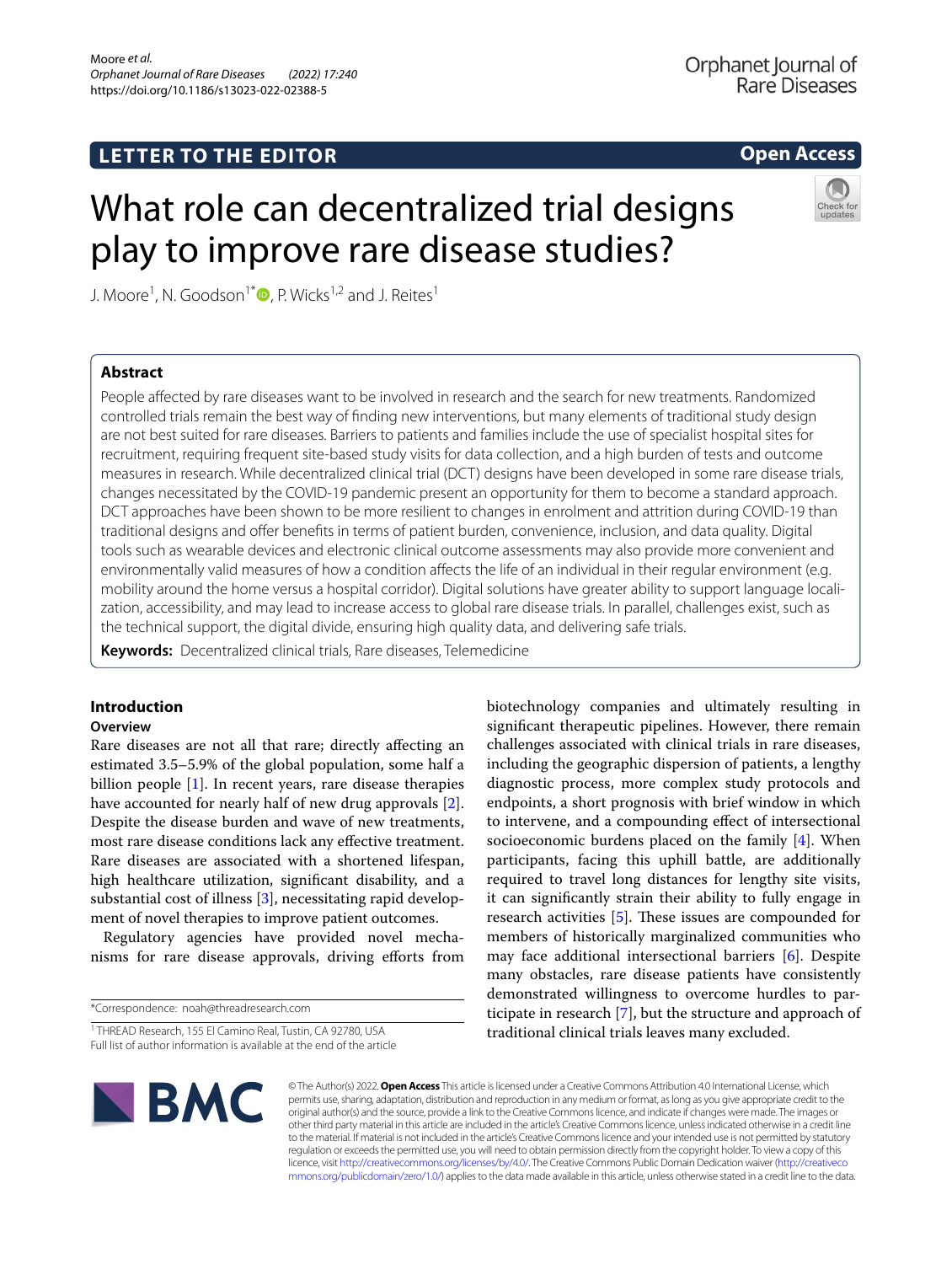LETTER TO THE EDITOR

Open Access

# What role can decentralized trial designs play to improve rare disease studies?

J. Moore[1], N. Goodson[1*], P. Wicks[1,2] and J. Reites[1]

## Abstract

People affected by rare diseases want to be involved in research and the search for new treatments. Randomized controlled trials remain the best way of finding new interventions, but many elements of traditional study design are not best suited for rare diseases. Barriers to patients and families include the use of specialist hospital sites for recruitment, requiring frequent site-based study visits for data collection, and a high burden of tests and outcome measures in research. While decentralized clinical trial (DCT) designs have been developed in some rare disease trials, changes necessitated by the COVID-19 pandemic present an opportunity for them to become a standard approach. DCT approaches have been shown to be more resilient to changes in enrolment and attrition during COVID-19 than traditional designs and offer benefits in terms of patient burden, convenience, inclusion, and data quality. Digital tools such as wearable devices and electronic clinical outcome assessments may also provide more convenient and environmentally valid measures of how a condition affects the life of an individual in their regular environment (e.g. mobility around the home versus a hospital corridor). Digital solutions have greater ability to support language localization, accessibility, and may lead to increase access to global rare disease trials. In parallel, challenges exist, such as the technical support, the digital divide, ensuring high quality data, and delivering safe trials.

**Keywords:** Decentralized clinical trials, Rare diseases, Telemedicine

## Introduction

### Overview

Rare diseases are not all that rare; directly affecting an estimated 3.5–5.9% of the global population, some half a billion people [1]. In recent years, rare disease therapies have accounted for nearly half of new drug approvals [2]. Despite the disease burden and wave of new treatments, most rare disease conditions lack any effective treatment. Rare diseases are associated with a shortened lifespan, high healthcare utilization, significant disability, and a substantial cost of illness [3], necessitating rapid development of novel therapies to improve patient outcomes.

Regulatory agencies have provided novel mechanisms for rare disease approvals, driving efforts from biotechnology companies and ultimately resulting in significant therapeutic pipelines. However, there remain challenges associated with clinical trials in rare diseases, including the geographic dispersion of patients, a lengthy diagnostic process, more complex study protocols and endpoints, a short prognosis with brief window in which to intervene, and a compounding effect of intersectional socioeconomic burdens placed on the family [4]. When participants, facing this uphill battle, are additionally required to travel long distances for lengthy site visits, it can significantly strain their ability to fully engage in research activities [5]. These issues are compounded for members of historically marginalized communities who may face additional intersectional barriers [6]. Despite many obstacles, rare disease patients have consistently demonstrated willingness to overcome hurdles to participate in research [7], but the structure and approach of traditional clinical trials leaves many excluded.

*Correspondence: noah@threadresearch.com

[1] THREAD Research, 155 El Camino Real, Tustin, CA 92780, USA

Full list of author information is available at the end of the article

© The Author(s) 2022. **Open Access** This article is licensed under a Creative Commons Attribution 4.0 International License, which permits use, sharing, adaptation, distribution and reproduction in any medium or format, as long as you give appropriate credit to the original author(s) and the source, provide a link to the Creative Commons licence, and indicate if changes were made. The images or other third party material in this article are included in the article's Creative Commons licence, unless indicated otherwise in a credit line to the material. If material is not included in the article's Creative Commons licence and your intended use is not permitted by statutory regulation or exceeds the permitted use, you will need to obtain permission directly from the copyright holder. To view a copy of this licence, visit http://creativecommons.org/licenses/by/4.0/. The Creative Commons Public Domain Dedication waiver (http://creativecommons.org/publicdomain/zero/1.0/) applies to the data made available in this article, unless otherwise stated in a credit line to the data.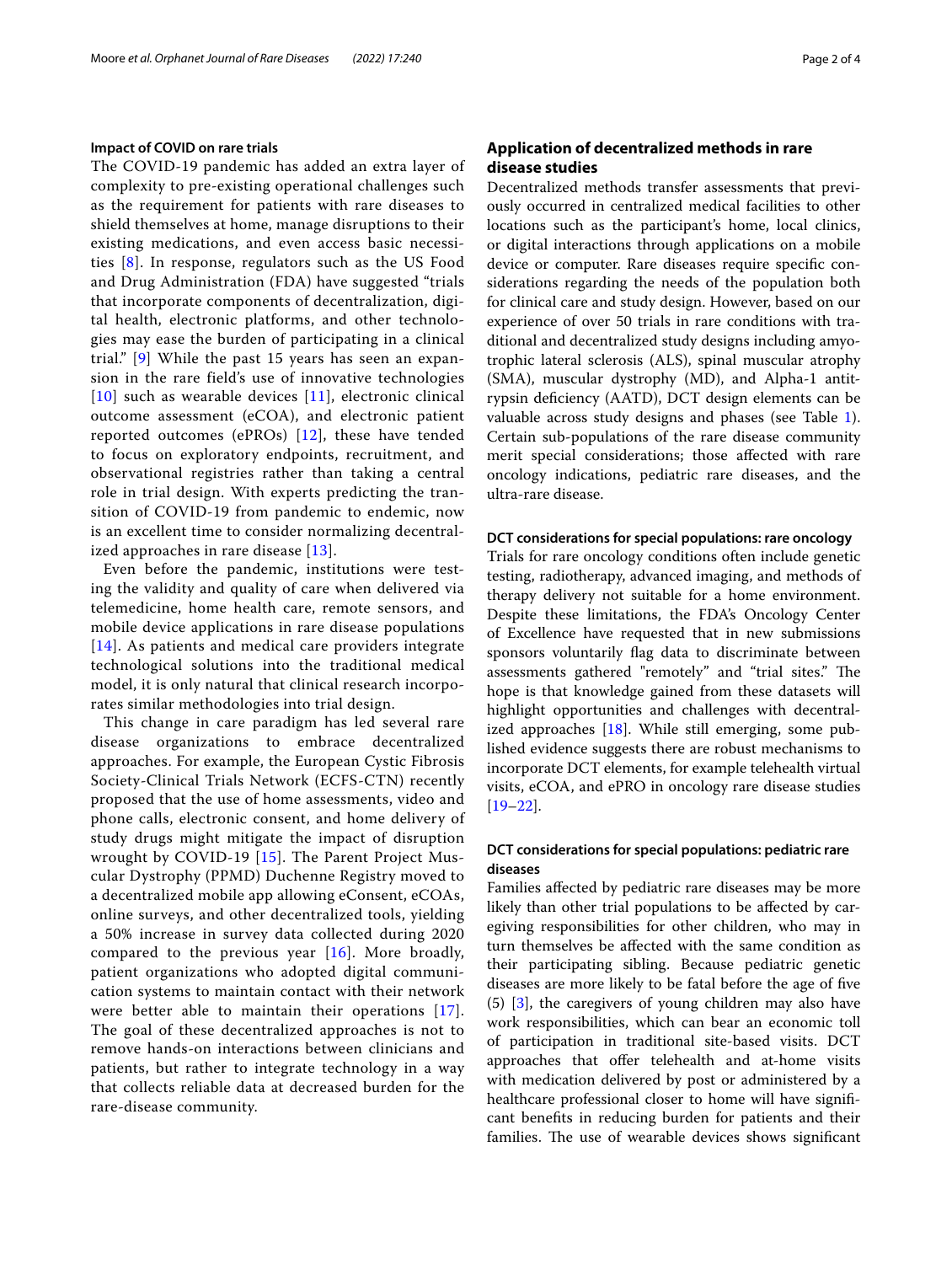### Impact of COVID on rare trials

The COVID-19 pandemic has added an extra layer of complexity to pre-existing operational challenges such as the requirement for patients with rare diseases to shield themselves at home, manage disruptions to their existing medications, and even access basic necessities [8]. In response, regulators such as the US Food and Drug Administration (FDA) have suggested "trials that incorporate components of decentralization, digital health, electronic platforms, and other technologies may ease the burden of participating in a clinical trial." [9] While the past 15 years has seen an expansion in the rare field's use of innovative technologies [10] such as wearable devices [11], electronic clinical outcome assessment (eCOA), and electronic patient reported outcomes (ePROs) [12], these have tended to focus on exploratory endpoints, recruitment, and observational registries rather than taking a central role in trial design. With experts predicting the transition of COVID-19 from pandemic to endemic, now is an excellent time to consider normalizing decentralized approaches in rare disease [13].

Even before the pandemic, institutions were testing the validity and quality of care when delivered via telemedicine, home health care, remote sensors, and mobile device applications in rare disease populations [14]. As patients and medical care providers integrate technological solutions into the traditional medical model, it is only natural that clinical research incorporates similar methodologies into trial design.

This change in care paradigm has led several rare disease organizations to embrace decentralized approaches. For example, the European Cystic Fibrosis Society-Clinical Trials Network (ECFS-CTN) recently proposed that the use of home assessments, video and phone calls, electronic consent, and home delivery of study drugs might mitigate the impact of disruption wrought by COVID-19 [15]. The Parent Project Muscular Dystrophy (PPMD) Duchenne Registry moved to a decentralized mobile app allowing eConsent, eCOAs, online surveys, and other decentralized tools, yielding a 50% increase in survey data collected during 2020 compared to the previous year [16]. More broadly, patient organizations who adopted digital communication systems to maintain contact with their network were better able to maintain their operations [17]. The goal of these decentralized approaches is not to remove hands-on interactions between clinicians and patients, but rather to integrate technology in a way that collects reliable data at decreased burden for the rare-disease community.

## Application of decentralized methods in rare disease studies

Decentralized methods transfer assessments that previously occurred in centralized medical facilities to other locations such as the participant's home, local clinics, or digital interactions through applications on a mobile device or computer. Rare diseases require specific considerations regarding the needs of the population both for clinical care and study design. However, based on our experience of over 50 trials in rare conditions with traditional and decentralized study designs including amyotrophic lateral sclerosis (ALS), spinal muscular atrophy (SMA), muscular dystrophy (MD), and Alpha-1 antitrypsin deficiency (AATD), DCT design elements can be valuable across study designs and phases (see Table 1). Certain sub-populations of the rare disease community merit special considerations; those affected with rare oncology indications, pediatric rare diseases, and the ultra-rare disease.

### DCT considerations for special populations: rare oncology

Trials for rare oncology conditions often include genetic testing, radiotherapy, advanced imaging, and methods of therapy delivery not suitable for a home environment. Despite these limitations, the FDA's Oncology Center of Excellence have requested that in new submissions sponsors voluntarily flag data to discriminate between assessments gathered "remotely" and "trial sites." The hope is that knowledge gained from these datasets will highlight opportunities and challenges with decentralized approaches [18]. While still emerging, some published evidence suggests there are robust mechanisms to incorporate DCT elements, for example telehealth virtual visits, eCOA, and ePRO in oncology rare disease studies [19–22].

### DCT considerations for special populations: pediatric rare diseases

Families affected by pediatric rare diseases may be more likely than other trial populations to be affected by caregiving responsibilities for other children, who may in turn themselves be affected with the same condition as their participating sibling. Because pediatric genetic diseases are more likely to be fatal before the age of five (5) [3], the caregivers of young children may also have work responsibilities, which can bear an economic toll of participation in traditional site-based visits. DCT approaches that offer telehealth and at-home visits with medication delivered by post or administered by a healthcare professional closer to home will have significant benefits in reducing burden for patients and their families. The use of wearable devices shows significant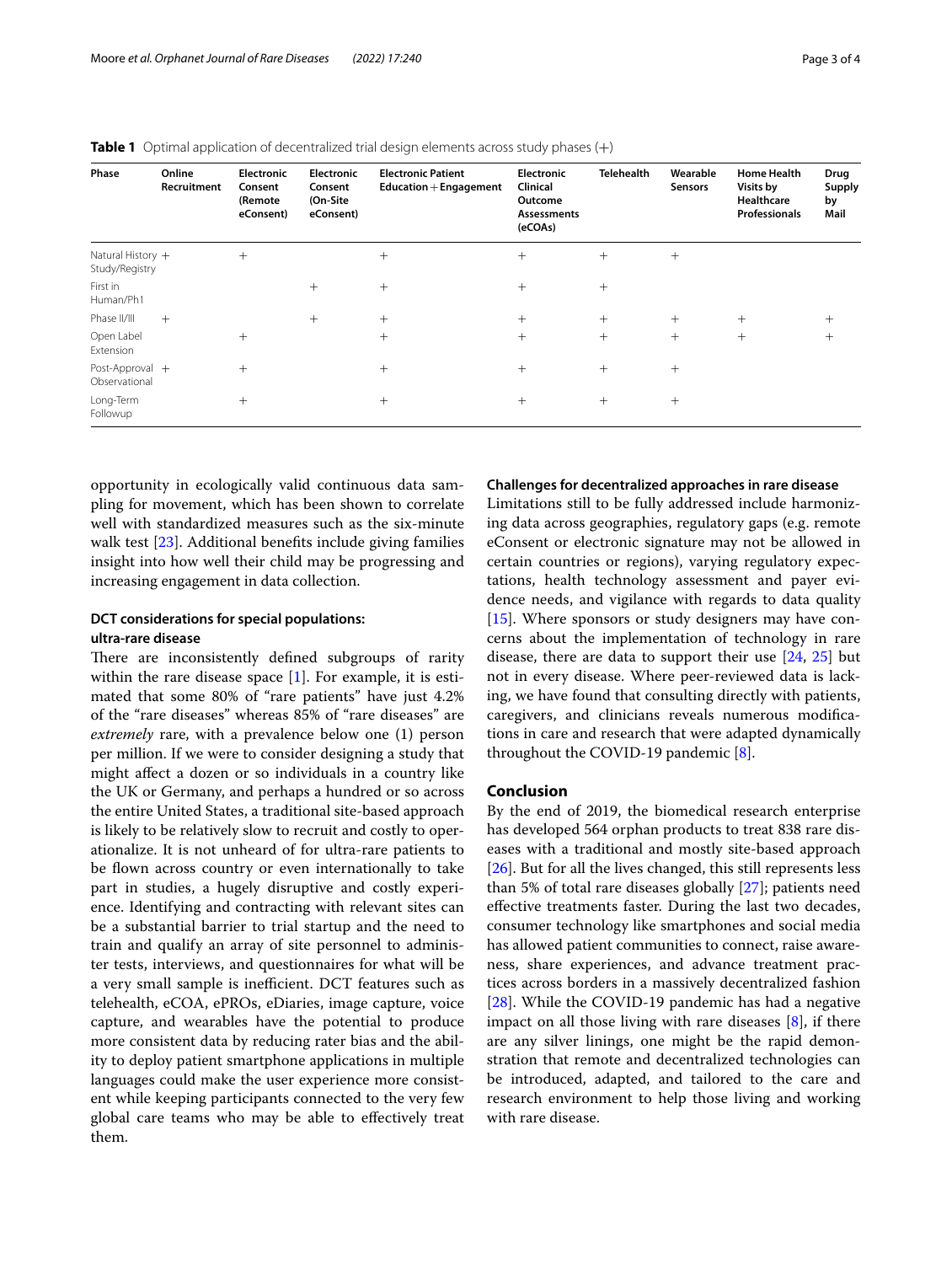**Table 1** Optimal application of decentralized trial design elements across study phases (+)

| Phase | Online Recruitment | Electronic Consent (Remote eConsent) | Electronic Consent (On-Site eConsent) | Electronic Patient Education + Engagement | Electronic Clinical Outcome Assessments (eCOAs) | Telehealth | Wearable Sensors | Home Health Visits by Healthcare Professionals | Drug Supply by Mail |
|---|---|---|---|---|---|---|---|---|---|
| Natural History Study/Registry | + | + | | + | + | + | + | | |
| First in Human/Ph1 | | | + | + | + | + | | | |
| Phase II/III | + | | + | + | + | + | + | + | + |
| Open Label Extension | | + | | + | + | + | + | + | + |
| Post-Approval Observational | + | + | | + | + | + | + | | |
| Long-Term Followup | | + | | + | + | + | + | | |

opportunity in ecologically valid continuous data sampling for movement, which has been shown to correlate well with standardized measures such as the six-minute walk test [23]. Additional benefits include giving families insight into how well their child may be progressing and increasing engagement in data collection.

### DCT considerations for special populations: ultra-rare disease

There are inconsistently defined subgroups of rarity within the rare disease space [1]. For example, it is estimated that some 80% of "rare patients" have just 4.2% of the "rare diseases" whereas 85% of "rare diseases" are *extremely* rare, with a prevalence below one (1) person per million. If we were to consider designing a study that might affect a dozen or so individuals in a country like the UK or Germany, and perhaps a hundred or so across the entire United States, a traditional site-based approach is likely to be relatively slow to recruit and costly to operationalize. It is not unheard of for ultra-rare patients to be flown across country or even internationally to take part in studies, a hugely disruptive and costly experience. Identifying and contracting with relevant sites can be a substantial barrier to trial startup and the need to train and qualify an array of site personnel to administer tests, interviews, and questionnaires for what will be a very small sample is inefficient. DCT features such as telehealth, eCOA, ePROs, eDiaries, image capture, voice capture, and wearables have the potential to produce more consistent data by reducing rater bias and the ability to deploy patient smartphone applications in multiple languages could make the user experience more consistent while keeping participants connected to the very few global care teams who may be able to effectively treat them.

### Challenges for decentralized approaches in rare disease

Limitations still to be fully addressed include harmonizing data across geographies, regulatory gaps (e.g. remote eConsent or electronic signature may not be allowed in certain countries or regions), varying regulatory expectations, health technology assessment and payer evidence needs, and vigilance with regards to data quality [15]. Where sponsors or study designers may have concerns about the implementation of technology in rare disease, there are data to support their use [24, 25] but not in every disease. Where peer-reviewed data is lacking, we have found that consulting directly with patients, caregivers, and clinicians reveals numerous modifications in care and research that were adapted dynamically throughout the COVID-19 pandemic [8].

## Conclusion

By the end of 2019, the biomedical research enterprise has developed 564 orphan products to treat 838 rare diseases with a traditional and mostly site-based approach [26]. But for all the lives changed, this still represents less than 5% of total rare diseases globally [27]; patients need effective treatments faster. During the last two decades, consumer technology like smartphones and social media has allowed patient communities to connect, raise awareness, share experiences, and advance treatment practices across borders in a massively decentralized fashion [28]. While the COVID-19 pandemic has had a negative impact on all those living with rare diseases [8], if there are any silver linings, one might be the rapid demonstration that remote and decentralized technologies can be introduced, adapted, and tailored to the care and research environment to help those living and working with rare disease.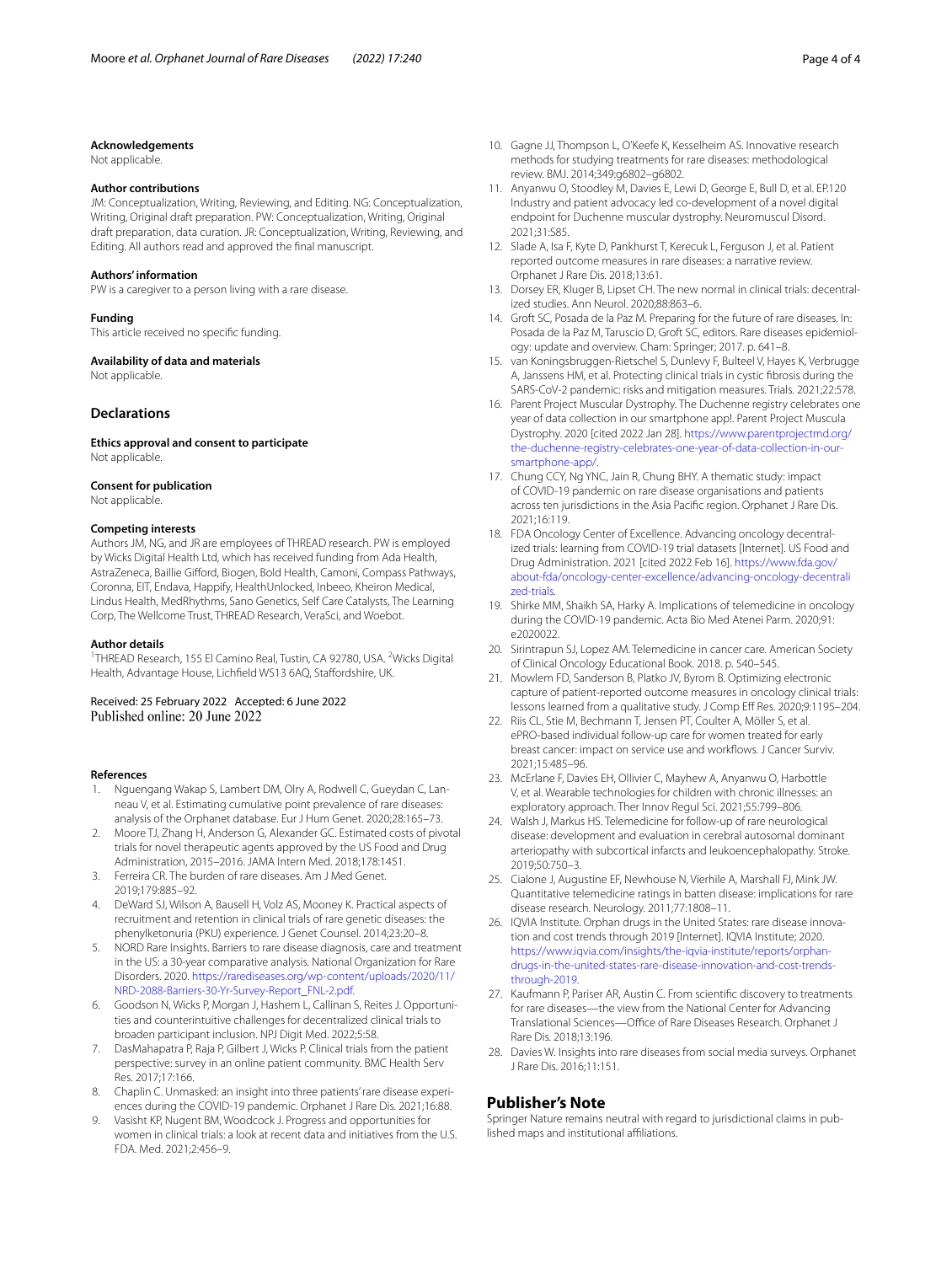### Acknowledgements

Not applicable.

### Author contributions

JM: Conceptualization, Writing, Reviewing, and Editing. NG: Conceptualization, Writing, Original draft preparation. PW: Conceptualization, Writing, Original draft preparation, data curation. JR: Conceptualization, Writing, Reviewing, and Editing. All authors read and approved the final manuscript.

### Authors' information

PW is a caregiver to a person living with a rare disease.

### Funding

This article received no specific funding.

### Availability of data and materials

Not applicable.

## Declarations

### Ethics approval and consent to participate

Not applicable.

### Consent for publication

Not applicable.

### Competing interests

Authors JM, NG, and JR are employees of THREAD research. PW is employed by Wicks Digital Health Ltd, which has received funding from Ada Health, AstraZeneca, Baillie Gifford, Biogen, Bold Health, Camoni, Compass Pathways, Coronna, EIT, Endava, Happify, HealthUnlocked, Inbeeo, Kheiron Medical, Lindus Health, MedRhythms, Sano Genetics, Self Care Catalysts, The Learning Corp, The Wellcome Trust, THREAD Research, VeraSci, and Woebot.

### Author details

[1]THREAD Research, 155 El Camino Real, Tustin, CA 92780, USA. [2]Wicks Digital Health, Advantage House, Lichfield WS13 6AQ, Staffordshire, UK.

Received: 25 February 2022 Accepted: 6 June 2022
Published online: 20 June 2022

### References

1. Nguengang Wakap S, Lambert DM, Olry A, Rodwell C, Gueydan C, Lanneau V, et al. Estimating cumulative point prevalence of rare diseases: analysis of the Orphanet database. Eur J Hum Genet. 2020;28:165–73.
2. Moore TJ, Zhang H, Anderson G, Alexander GC. Estimated costs of pivotal trials for novel therapeutic agents approved by the US Food and Drug Administration, 2015–2016. JAMA Intern Med. 2018;178:1451.
3. Ferreira CR. The burden of rare diseases. Am J Med Genet. 2019;179:885–92.
4. DeWard SJ, Wilson A, Bausell H, Volz AS, Mooney K. Practical aspects of recruitment and retention in clinical trials of rare genetic diseases: the phenylketonuria (PKU) experience. J Genet Counsel. 2014;23:20–8.
5. NORD Rare Insights. Barriers to rare disease diagnosis, care and treatment in the US: a 30-year comparative analysis. National Organization for Rare Disorders. 2020. https://rarediseases.org/wp-content/uploads/2020/11/NRD-2088-Barriers-30-Yr-Survey-Report_FNL-2.pdf.
6. Goodson N, Wicks P, Morgan J, Hashem L, Callinan S, Reites J. Opportunities and counterintuitive challenges for decentralized clinical trials to broaden participant inclusion. NPJ Digit Med. 2022;5:58.
7. DasMahapatra P, Raja P, Gilbert J, Wicks P. Clinical trials from the patient perspective: survey in an online patient community. BMC Health Serv Res. 2017;17:166.
8. Chaplin C. Unmasked: an insight into three patients' rare disease experiences during the COVID-19 pandemic. Orphanet J Rare Dis. 2021;16:88.
9. Vasisht KP, Nugent BM, Woodcock J. Progress and opportunities for women in clinical trials: a look at recent data and initiatives from the U.S. FDA. Med. 2021;2:456–9.
10. Gagne JJ, Thompson L, O'Keefe K, Kesselheim AS. Innovative research methods for studying treatments for rare diseases: methodological review. BMJ. 2014;349:g6802–g6802.
11. Anyanwu O, Stoodley M, Davies E, Lewi D, George E, Bull D, et al. EP.120 Industry and patient advocacy led co-development of a novel digital endpoint for Duchenne muscular dystrophy. Neuromuscul Disord. 2021;31:S85.
12. Slade A, Isa F, Kyte D, Pankhurst T, Kerecuk L, Ferguson J, et al. Patient reported outcome measures in rare diseases: a narrative review. Orphanet J Rare Dis. 2018;13:61.
13. Dorsey ER, Kluger B, Lipset CH. The new normal in clinical trials: decentralized studies. Ann Neurol. 2020;88:863–6.
14. Groft SC, Posada de la Paz M. Preparing for the future of rare diseases. In: Posada de la Paz M, Taruscio D, Groft SC, editors. Rare diseases epidemiology: update and overview. Cham: Springer; 2017. p. 641–8.
15. van Koningsbruggen-Rietschel S, Dunlevy F, Bulteel V, Hayes K, Verbrugge A, Janssens HM, et al. Protecting clinical trials in cystic fibrosis during the SARS-CoV-2 pandemic: risks and mitigation measures. Trials. 2021;22:578.
16. Parent Project Muscular Dystrophy. The Duchenne registry celebrates one year of data collection in our smartphone app!. Parent Project Muscula Dystrophy. 2020 [cited 2022 Jan 28]. https://www.parentprojectmd.org/the-duchenne-registry-celebrates-one-year-of-data-collection-in-our-smartphone-app/.
17. Chung CCY, Ng YNC, Jain R, Chung BHY. A thematic study: impact of COVID-19 pandemic on rare disease organisations and patients across ten jurisdictions in the Asia Pacific region. Orphanet J Rare Dis. 2021;16:119.
18. FDA Oncology Center of Excellence. Advancing oncology decentralized trials: learning from COVID-19 trial datasets [Internet]. US Food and Drug Administration. 2021 [cited 2022 Feb 16]. https://www.fda.gov/about-fda/oncology-center-excellence/advancing-oncology-decentralized-trials.
19. Shirke MM, Shaikh SA, Harky A. Implications of telemedicine in oncology during the COVID-19 pandemic. Acta Bio Med Atenei Parm. 2020;91:e2020022.
20. Sirintrapun SJ, Lopez AM. Telemedicine in cancer care. American Society of Clinical Oncology Educational Book. 2018. p. 540–545.
21. Mowlem FD, Sanderson B, Platko JV, Byrom B. Optimizing electronic capture of patient-reported outcome measures in oncology clinical trials: lessons learned from a qualitative study. J Comp Eff Res. 2020;9:1195–204.
22. Riis CL, Stie M, Bechmann T, Jensen PT, Coulter A, Möller S, et al. ePRO-based individual follow-up care for women treated for early breast cancer: impact on service use and workflows. J Cancer Surviv. 2021;15:485–96.
23. McErlane F, Davies EH, Ollivier C, Mayhew A, Anyanwu O, Harbottle V, et al. Wearable technologies for children with chronic illnesses: an exploratory approach. Ther Innov Regul Sci. 2021;55:799–806.
24. Walsh J, Markus HS. Telemedicine for follow-up of rare neurological disease: development and evaluation in cerebral autosomal dominant arteriopathy with subcortical infarcts and leukoencephalopathy. Stroke. 2019;50:750–3.
25. Cialone J, Augustine EF, Newhouse N, Vierhile A, Marshall FJ, Mink JW. Quantitative telemedicine ratings in batten disease: implications for rare disease research. Neurology. 2011;77:1808–11.
26. IQVIA Institute. Orphan drugs in the United States: rare disease innovation and cost trends through 2019 [Internet]. IQVIA Institute; 2020. https://www.iqvia.com/insights/the-iqvia-institute/reports/orphan-drugs-in-the-united-states-rare-disease-innovation-and-cost-trends-through-2019.
27. Kaufmann P, Pariser AR, Austin C. From scientific discovery to treatments for rare diseases—the view from the National Center for Advancing Translational Sciences—Office of Rare Diseases Research. Orphanet J Rare Dis. 2018;13:196.
28. Davies W. Insights into rare diseases from social media surveys. Orphanet J Rare Dis. 2016;11:151.

## Publisher's Note

Springer Nature remains neutral with regard to jurisdictional claims in published maps and institutional affiliations.